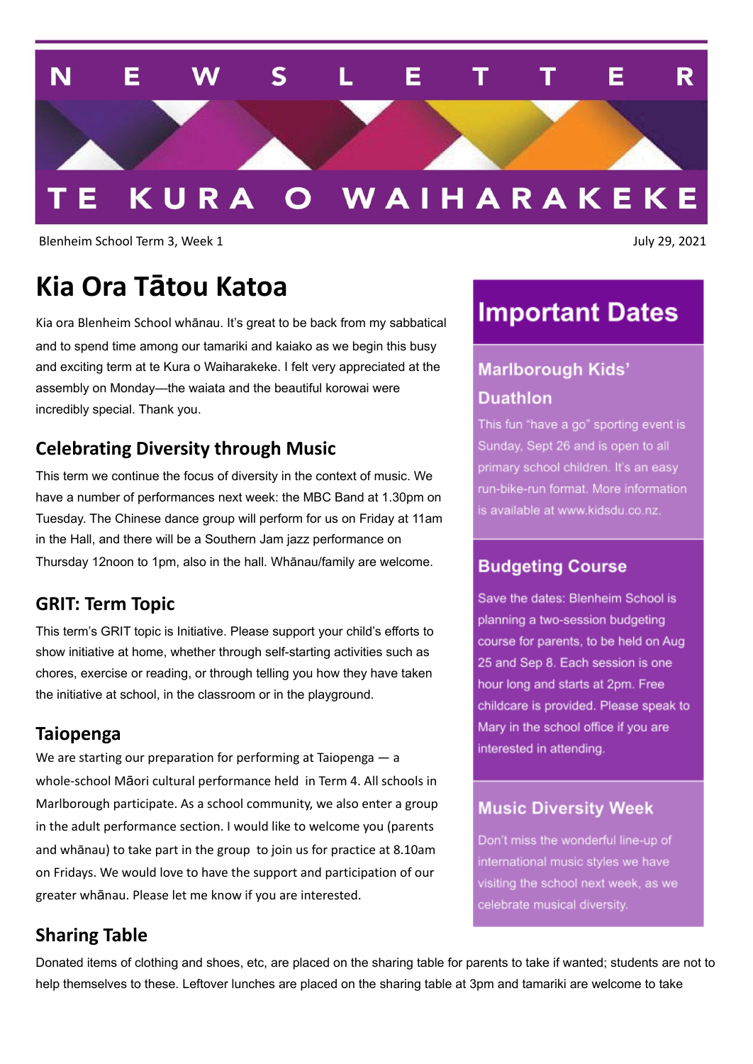# NEWSLETTER

# TE KURA O WAIHARAKEKE

Blenheim School Term 3, Week 1

July 29, 2021

# Kia Ora Tātou Katoa

Kia ora Blenheim School whānau. It's great to be back from my sabbatical and to spend time among our tamariki and kaiako as we begin this busy and exciting term at te Kura o Waiharakeke. I felt very appreciated at the assembly on Monday—the waiata and the beautiful korowai were incredibly special. Thank you.

## Celebrating Diversity through Music

This term we continue the focus of diversity in the context of music. We have a number of performances next week: the MBC Band at 1.30pm on Tuesday. The Chinese dance group will perform for us on Friday at 11am in the Hall, and there will be a Southern Jam jazz performance on Thursday 12noon to 1pm, also in the hall. Whānau/family are welcome.

## GRIT: Term Topic

This term's GRIT topic is Initiative. Please support your child's efforts to show initiative at home, whether through self-starting activities such as chores, exercise or reading, or through telling you how they have taken the initiative at school, in the classroom or in the playground.

## Taiopenga

We are starting our preparation for performing at Taiopenga — a whole-school Māori cultural performance held in Term 4. All schools in Marlborough participate. As a school community, we also enter a group in the adult performance section. I would like to welcome you (parents and whānau) to take part in the group to join us for practice at 8.10am on Fridays. We would love to have the support and participation of our greater whānau. Please let me know if you are interested.

## Sharing Table

Donated items of clothing and shoes, etc, are placed on the sharing table for parents to take if wanted; students are not to help themselves to these. Leftover lunches are placed on the sharing table at 3pm and tamariki are welcome to take

## Important Dates

### Marlborough Kids' Duathlon

This fun "have a go" sporting event is Sunday, Sept 26 and is open to all primary school children. It's an easy run-bike-run format. More information is available at www.kidsdu.co.nz.

### Budgeting Course

Save the dates: Blenheim School is planning a two-session budgeting course for parents, to be held on Aug 25 and Sep 8. Each session is one hour long and starts at 2pm. Free childcare is provided. Please speak to Mary in the school office if you are interested in attending.

### Music Diversity Week

Don't miss the wonderful line-up of international music styles we have visiting the school next week, as we celebrate musical diversity.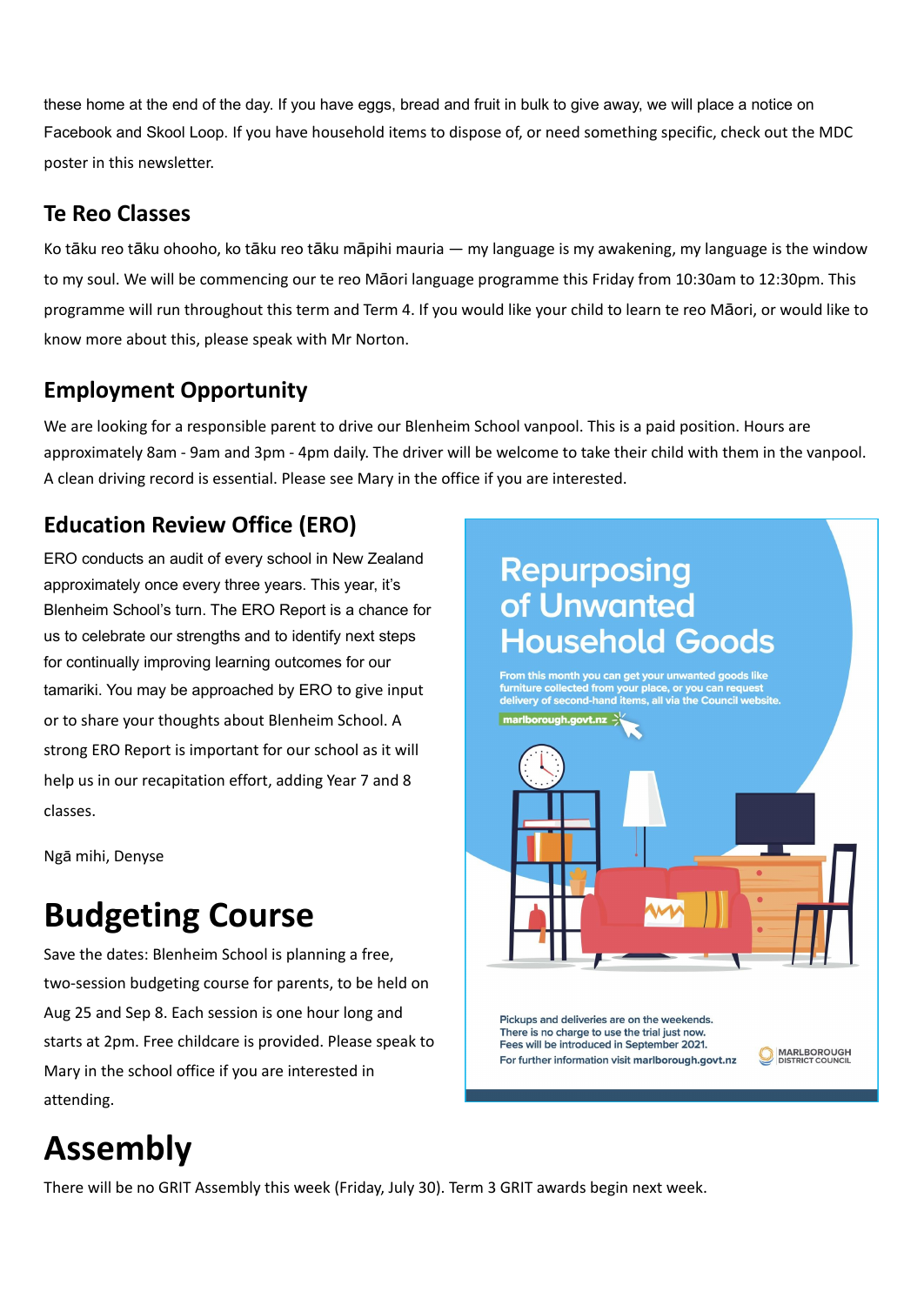these home at the end of the day. If you have eggs, bread and fruit in bulk to give away, we will place a notice on Facebook and Skool Loop. If you have household items to dispose of, or need something specific, check out the MDC poster in this newsletter.

### Te Reo Classes

Ko tāku reo tāku ohooho, ko tāku reo tāku māpihi mauria — my language is my awakening, my language is the window to my soul. We will be commencing our te reo Māori language programme this Friday from 10:30am to 12:30pm. This programme will run throughout this term and Term 4. If you would like your child to learn te reo Māori, or would like to know more about this, please speak with Mr Norton.

### Employment Opportunity

We are looking for a responsible parent to drive our Blenheim School vanpool. This is a paid position. Hours are approximately 8am - 9am and 3pm - 4pm daily. The driver will be welcome to take their child with them in the vanpool. A clean driving record is essential. Please see Mary in the office if you are interested.

### Education Review Office (ERO)

ERO conducts an audit of every school in New Zealand approximately once every three years. This year, it's Blenheim School's turn. The ERO Report is a chance for us to celebrate our strengths and to identify next steps for continually improving learning outcomes for our tamariki. You may be approached by ERO to give input or to share your thoughts about Blenheim School. A strong ERO Report is important for our school as it will help us in our recapitation effort, adding Year 7 and 8 classes.

Ngā mihi, Denyse

## Budgeting Course

Save the dates: Blenheim School is planning a free, two-session budgeting course for parents, to be held on Aug 25 and Sep 8. Each session is one hour long and starts at 2pm. Free childcare is provided. Please speak to Mary in the school office if you are interested in attending.

## Repurposing of Unwanted Household Goods

From this month you can get your unwanted goods like furniture collected from your place, or you can request delivery of second-hand items, all via the Council website.

marlborough.govt.nz

Pickups and deliveries are on the weekends.
There is no charge to use the trial just now.
Fees will be introduced in September 2021.
For further information visit marlborough.govt.nz

MARLBOROUGH DISTRICT COUNCIL

## Assembly

There will be no GRIT Assembly this week (Friday, July 30). Term 3 GRIT awards begin next week.